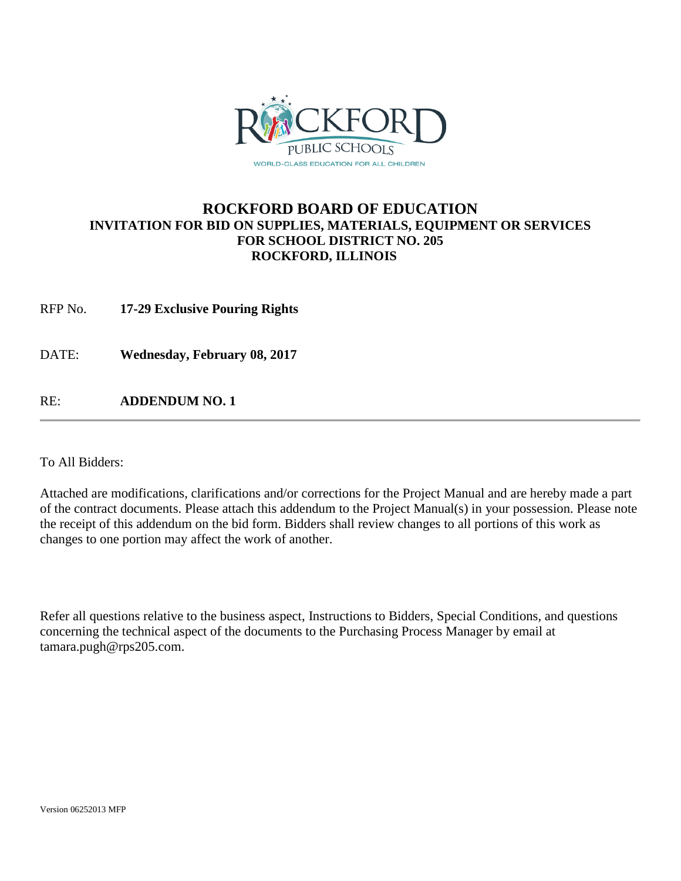ROCKFORD PUBLIC SCHOOLS

WORLD-CLASS EDUCATION FOR ALL CHILDREN

# ROCKFORD BOARD OF EDUCATION

## INVITATION FOR BID ON SUPPLIES, MATERIALS, EQUIPMENT OR SERVICES FOR SCHOOL DISTRICT NO. 205 ROCKFORD, ILLINOIS

RFP No. **17-29 Exclusive Pouring Rights**

DATE: **Wednesday, February 08, 2017**

RE: **ADDENDUM NO. 1**

---

To All Bidders:

Attached are modifications, clarifications and/or corrections for the Project Manual and are hereby made a part of the contract documents. Please attach this addendum to the Project Manual(s) in your possession. Please note the receipt of this addendum on the bid form. Bidders shall review changes to all portions of this work as changes to one portion may affect the work of another.

Refer all questions relative to the business aspect, Instructions to Bidders, Special Conditions, and questions concerning the technical aspect of the documents to the Purchasing Process Manager by email at tamara.pugh@rps205.com.

Version 06252013 MFP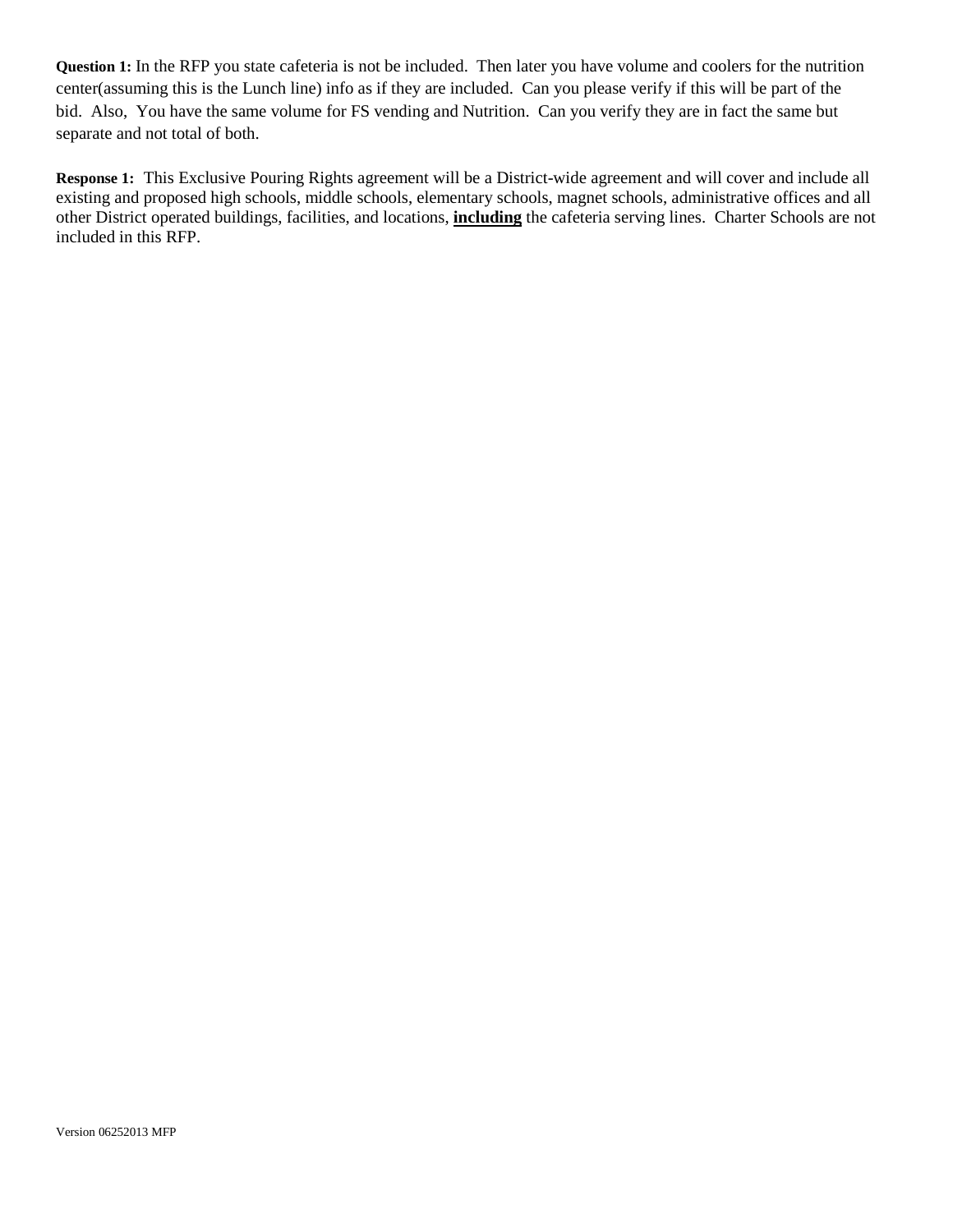**Question 1:** In the RFP you state cafeteria is not be included. Then later you have volume and coolers for the nutrition center(assuming this is the Lunch line) info as if they are included. Can you please verify if this will be part of the bid. Also, You have the same volume for FS vending and Nutrition. Can you verify they are in fact the same but separate and not total of both.

**Response 1:** This Exclusive Pouring Rights agreement will be a District-wide agreement and will cover and include all existing and proposed high schools, middle schools, elementary schools, magnet schools, administrative offices and all other District operated buildings, facilities, and locations, **including** the cafeteria serving lines. Charter Schools are not included in this RFP.